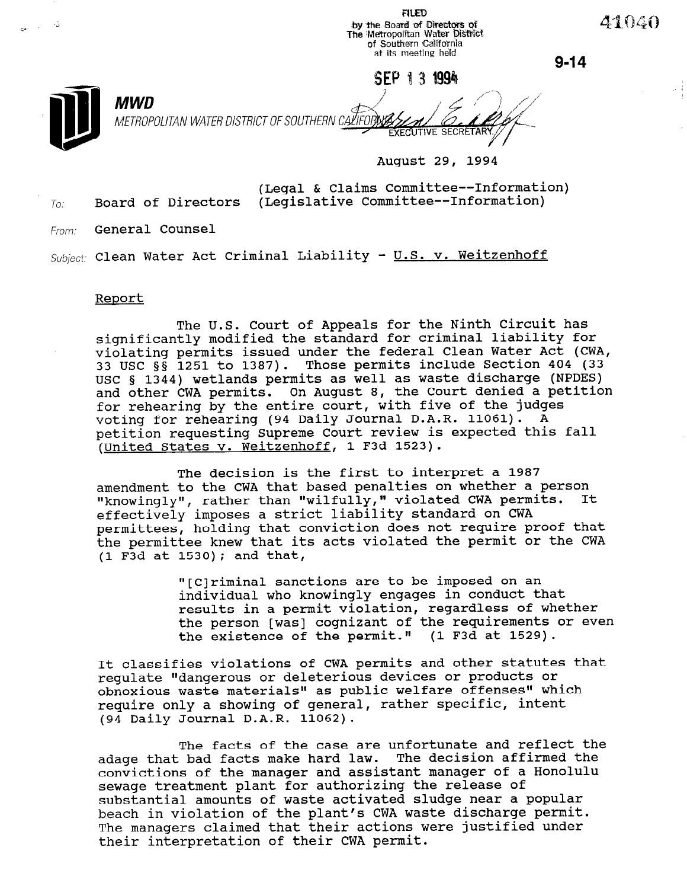FILED
by the Board of Directors of
The Metropolitan Water District
of Southern California
at its meeting held

SEP 13 1994

EXECUTIVE SECRETARY

41040

9-14

**MWD**
METROPOLITAN WATER DISTRICT OF SOUTHERN CALIFORNIA

August 29, 1994

(Legal & Claims Committee--Information)
(Legislative Committee--Information)

To: Board of Directors

From: General Counsel

Subject: Clean Water Act Criminal Liability - U.S. v. Weitzenhoff

Report

The U.S. Court of Appeals for the Ninth Circuit has significantly modified the standard for criminal liability for violating permits issued under the federal Clean Water Act (CWA, 33 USC §§ 1251 to 1387). Those permits include Section 404 (33 USC § 1344) wetlands permits as well as waste discharge (NPDES) and other CWA permits. On August 8, the Court denied a petition for rehearing by the entire court, with five of the judges voting for rehearing (94 Daily Journal D.A.R. 11061). A petition requesting Supreme Court review is expected this fall (United States v. Weitzenhoff, 1 F3d 1523).

The decision is the first to interpret a 1987 amendment to the CWA that based penalties on whether a person "knowingly", rather than "wilfully," violated CWA permits. It effectively imposes a strict liability standard on CWA permittees, holding that conviction does not require proof that the permittee knew that its acts violated the permit or the CWA (1 F3d at 1530); and that,

> "[C]riminal sanctions are to be imposed on an individual who knowingly engages in conduct that results in a permit violation, regardless of whether the person [was] cognizant of the requirements or even the existence of the permit." (1 F3d at 1529).

It classifies violations of CWA permits and other statutes that regulate "dangerous or deleterious devices or products or obnoxious waste materials" as public welfare offenses" which require only a showing of general, rather specific, intent (94 Daily Journal D.A.R. 11062).

The facts of the case are unfortunate and reflect the adage that bad facts make hard law. The decision affirmed the convictions of the manager and assistant manager of a Honolulu sewage treatment plant for authorizing the release of substantial amounts of waste activated sludge near a popular beach in violation of the plant's CWA waste discharge permit. The managers claimed that their actions were justified under their interpretation of their CWA permit.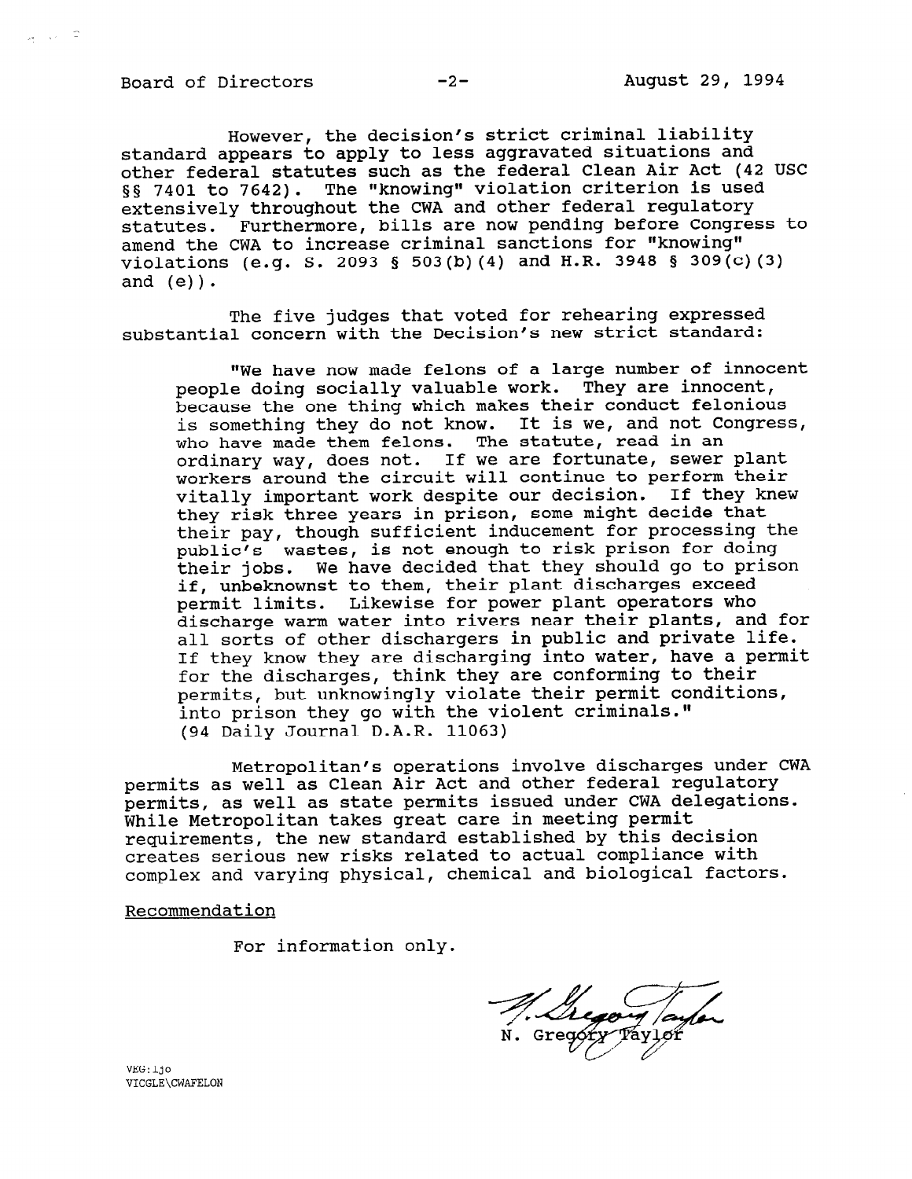However, the decision's strict criminal liability standard appears to apply to less aggravated situations and other federal statutes such as the federal Clean Air Act (42 USC §§ 7401 to 7642). The "knowing" violation criterion is used extensively throughout the CWA and other federal regulatory statutes. Furthermore, bills are now pending before Congress to amend the CWA to increase criminal sanctions for "knowing" violations (e.g. S. 2093 § 503(b)(4) and H.R. 3948 § 309(c)(3) and (e)).

The five judges that voted for rehearing expressed substantial concern with the Decision's new strict standard:

> "We have now made felons of a large number of innocent people doing socially valuable work. They are innocent, because the one thing which makes their conduct felonious is something they do not know. It is we, and not Congress, who have made them felons. The statute, read in an ordinary way, does not. If we are fortunate, sewer plant workers around the circuit will continue to perform their vitally important work despite our decision. If they knew they risk three years in prison, some might decide that their pay, though sufficient inducement for processing the public's wastes, is not enough to risk prison for doing their jobs. We have decided that they should go to prison if, unbeknownst to them, their plant discharges exceed permit limits. Likewise for power plant operators who discharge warm water into rivers near their plants, and for all sorts of other dischargers in public and private life. If they know they are discharging into water, have a permit for the discharges, think they are conforming to their permits, but unknowingly violate their permit conditions, into prison they go with the violent criminals." (94 Daily Journal D.A.R. 11063)

Metropolitan's operations involve discharges under CWA permits as well as Clean Air Act and other federal regulatory permits, as well as state permits issued under CWA delegations. While Metropolitan takes great care in meeting permit requirements, the new standard established by this decision creates serious new risks related to actual compliance with complex and varying physical, chemical and biological factors.

Recommendation

For information only.

N. Gregory Taylor

VEG:ljo
VICGLE\CWAFELON